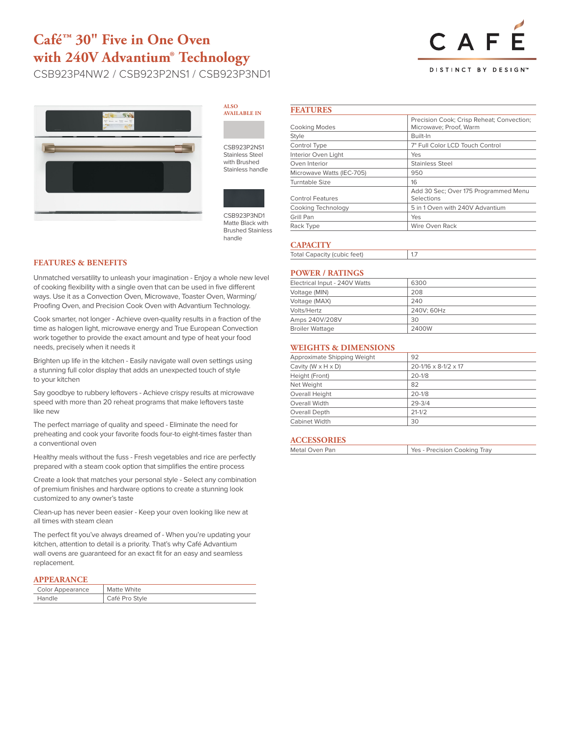# Café™ 30" Five in One Oven with 240V Advantium® Technology

CSB923P4NW2 / CSB923P2NS1 / CSB923P3ND1

CAFÉ

DISTINCT BY DESIGN™

**ALSO AVAILABLE IN**

CSB923P2NS1
Stainless Steel with Brushed Stainless handle

CSB923P3ND1
Matte Black with Brushed Stainless handle

## FEATURES & BENEFITS

Unmatched versatility to unleash your imagination - Enjoy a whole new level of cooking flexibility with a single oven that can be used in five different ways. Use it as a Convection Oven, Microwave, Toaster Oven, Warming/Proofing Oven, and Precision Cook Oven with Advantium Technology.

Cook smarter, not longer - Achieve oven-quality results in a fraction of the time as halogen light, microwave energy and True European Convection work together to provide the exact amount and type of heat your food needs, precisely when it needs it

Brighten up life in the kitchen - Easily navigate wall oven settings using a stunning full color display that adds an unexpected touch of style to your kitchen

Say goodbye to rubbery leftovers - Achieve crispy results at microwave speed with more than 20 reheat programs that make leftovers taste like new

The perfect marriage of quality and speed - Eliminate the need for preheating and cook your favorite foods four-to eight-times faster than a conventional oven

Healthy meals without the fuss - Fresh vegetables and rice are perfectly prepared with a steam cook option that simplifies the entire process

Create a look that matches your personal style - Select any combination of premium finishes and hardware options to create a stunning look customized to any owner's taste

Clean-up has never been easier - Keep your oven looking like new at all times with steam clean

The perfect fit you've always dreamed of - When you're updating your kitchen, attention to detail is a priority. That's why Café Advantium wall ovens are guaranteed for an exact fit for an easy and seamless replacement.

## APPEARANCE

| | |
|---|---|
| Color Appearance | Matte White |
| Handle | Café Pro Style |

## FEATURES

| | |
|---|---|
| Cooking Modes | Precision Cook; Crisp Reheat; Convection; Microwave; Proof, Warm |
| Style | Built-In |
| Control Type | 7" Full Color LCD Touch Control |
| Interior Oven Light | Yes |
| Oven Interior | Stainless Steel |
| Microwave Watts (IEC-705) | 950 |
| Turntable Size | 16 |
| Control Features | Add 30 Sec; Over 175 Programmed Menu Selections |
| Cooking Technology | 5 in 1 Oven with 240V Advantium |
| Grill Pan | Yes |
| Rack Type | Wire Oven Rack |

## CAPACITY

| | |
|---|---|
| Total Capacity (cubic feet) | 1.7 |

## POWER / RATINGS

| | |
|---|---|
| Electrical Input - 240V Watts | 6300 |
| Voltage (MIN) | 208 |
| Voltage (MAX) | 240 |
| Volts/Hertz | 240V; 60Hz |
| Amps 240V/208V | 30 |
| Broiler Wattage | 2400W |

## WEIGHTS & DIMENSIONS

| | |
|---|---|
| Approximate Shipping Weight | 92 |
| Cavity (W x H x D) | 20-1/16 x 8-1/2 x 17 |
| Height (Front) | 20-1/8 |
| Net Weight | 82 |
| Overall Height | 20-1/8 |
| Overall Width | 29-3/4 |
| Overall Depth | 21-1/2 |
| Cabinet Width | 30 |

## ACCESSORIES

| | |
|---|---|
| Metal Oven Pan | Yes - Precision Cooking Tray |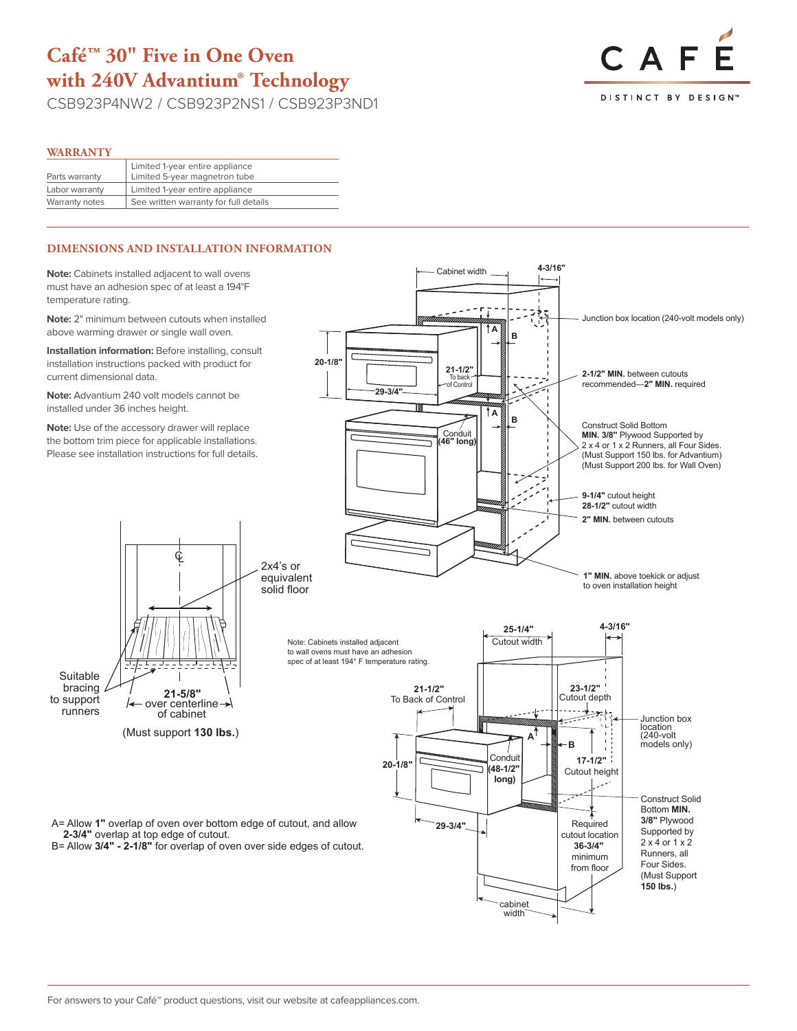# Café™ 30" Five in One Oven with 240V Advantium® Technology

CSB923P4NW2 / CSB923P2NS1 / CSB923P3ND1

## WARRANTY

| | |
|---|---|
| Parts warranty | Limited 1-year entire appliance<br>Limited 5-year magnetron tube |
| Labor warranty | Limited 1-year entire appliance |
| Warranty notes | See written warranty for full details |

## DIMENSIONS AND INSTALLATION INFORMATION

**Note:** Cabinets installed adjacent to wall ovens must have an adhesion spec of at least a 194°F temperature rating.

**Note:** 2" minimum between cutouts when installed above warming drawer or single wall oven.

**Installation information:** Before installing, consult installation instructions packed with product for current dimensional data.

**Note:** Advantium 240 volt models cannot be installed under 36 inches height.

**Note:** Use of the accessory drawer will replace the bottom trim piece for applicable installations. Please see installation instructions for full details.

Cabinet width

4-3/16"

Junction box location (240-volt models only)

20-1/8"

21-1/2" To back of Control

29-3/4"

A

B

**2-1/2" MIN.** between cutouts recommended—**2" MIN.** required

Conduit (46" long)

Construct Solid Bottom **MIN. 3/8"** Plywood Supported by 2 x 4 or 1 x 2 Runners, all Four Sides. (Must Support 150 lbs. for Advantium) (Must Support 200 lbs. for Wall Oven)

**9-1/4"** cutout height
**28-1/2"** cutout width
**2" MIN.** between cutouts

**1" MIN.** above toekick or adjust to oven installation height

2x4's or equivalent solid floor

Suitable bracing to support runners

**21-5/8"** over centerline of cabinet

(Must support **130 lbs.**)

Note: Cabinets installed adjacent to wall ovens must have an adhesion spec of at least 194° F temperature rating.

25-1/4" Cutout width

4-3/16"

21-1/2" To Back of Control

23-1/2" Cutout depth

Junction box location (240-volt models only)

20-1/8"

Conduit (48-1/2" long)

17-1/2" Cutout height

29-3/4"

Required cutout location **36-3/4"** minimum from floor

Construct Solid Bottom **MIN. 3/8"** Plywood Supported by 2 x 4 or 1 x 2 Runners, all Four Sides. (Must Support **150 lbs.**)

cabinet width

A= Allow **1"** overlap of oven over bottom edge of cutout, and allow **2-3/4"** overlap at top edge of cutout.
B= Allow **3/4" - 2-1/8"** for overlap of oven over side edges of cutout.

For answers to your Café™ product questions, visit our website at cafeappliances.com.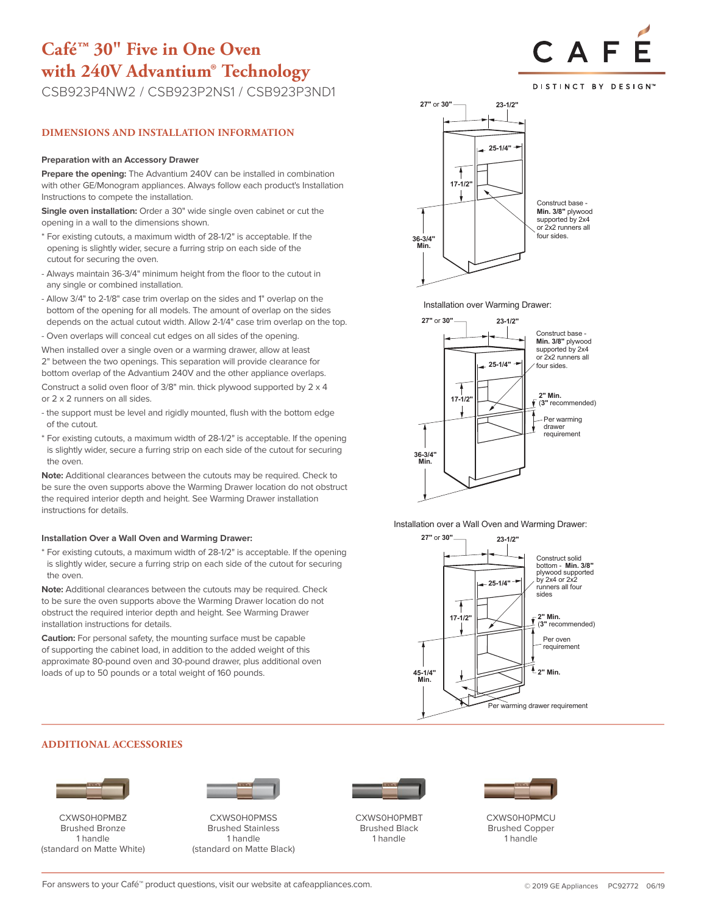# Café™ 30" Five in One Oven with 240V Advantium® Technology

CSB923P4NW2 / CSB923P2NS1 / CSB923P3ND1

## DIMENSIONS AND INSTALLATION INFORMATION

### Preparation with an Accessory Drawer

**Prepare the opening:** The Advantium 240V can be installed in combination with other GE/Monogram appliances. Always follow each product's Installation Instructions to compete the installation.

**Single oven installation:** Order a 30" wide single oven cabinet or cut the opening in a wall to the dimensions shown.

* For existing cutouts, a maximum width of 28-1/2" is acceptable. If the opening is slightly wider, secure a furring strip on each side of the cutout for securing the oven.

- Always maintain 36-3/4" minimum height from the floor to the cutout in any single or combined installation.
- Allow 3/4" to 2-1/8" case trim overlap on the sides and 1" overlap on the bottom of the opening for all models. The amount of overlap on the sides depends on the actual cutout width. Allow 2-1/4" case trim overlap on the top.
- Oven overlaps will conceal cut edges on all sides of the opening.

When installed over a single oven or a warming drawer, allow at least 2" between the two openings. This separation will provide clearance for bottom overlap of the Advantium 240V and the other appliance overlaps.

Construct a solid oven floor of 3/8" min. thick plywood supported by 2 x 4 or 2 x 2 runners on all sides.

- the support must be level and rigidly mounted, flush with the bottom edge of the cutout.

* For existing cutouts, a maximum width of 28-1/2" is acceptable. If the opening is slightly wider, secure a furring strip on each side of the cutout for securing the oven.

**Note:** Additional clearances between the cutouts may be required. Check to be sure the oven supports above the Warming Drawer location do not obstruct the required interior depth and height. See Warming Drawer installation instructions for details.

### Installation Over a Wall Oven and Warming Drawer:

* For existing cutouts, a maximum width of 28-1/2" is acceptable. If the opening is slightly wider, secure a furring strip on each side of the cutout for securing the oven.

**Note:** Additional clearances between the cutouts may be required. Check to be sure the oven supports above the Warming Drawer location do not obstruct the required interior depth and height. See Warming Drawer installation instructions for details.

**Caution:** For personal safety, the mounting surface must be capable of supporting the cabinet load, in addition to the added weight of this approximate 80-pound oven and 30-pound drawer, plus additional oven loads of up to 50 pounds or a total weight of 160 pounds.

27" or 30"
23-1/2"
25-1/4"
17-1/2"
36-3/4" Min.
Construct base - **Min. 3/8"** plywood supported by 2x4 or 2x2 runners all four sides.

Installation over Warming Drawer:

27" or 30"
23-1/2"
25-1/4"
17-1/2"
36-3/4" Min.
Construct base - **Min. 3/8"** plywood supported by 2x4 or 2x2 runners all four sides.
**2" Min.** (3" recommended)
Per warming drawer requirement

Installation over a Wall Oven and Warming Drawer:

27" or 30"
23-1/2"
25-1/4"
17-1/2"
45-1/4" Min.
Construct solid bottom - **Min. 3/8"** plywood supported by 2x4 or 2x2 runners all four sides
**2" Min.** (3" recommended)
Per oven requirement
**2" Min.**
Per warming drawer requirement

## ADDITIONAL ACCESSORIES

CXWS0H0PMBZ
Brushed Bronze
1 handle
(standard on Matte White)

CXWS0H0PMSS
Brushed Stainless
1 handle
(standard on Matte Black)

CXWS0H0PMBT
Brushed Black
1 handle

CXWS0H0PMCU
Brushed Copper
1 handle

For answers to your Café™ product questions, visit our website at cafeappliances.com.

© 2019 GE Appliances PC92772 06/19